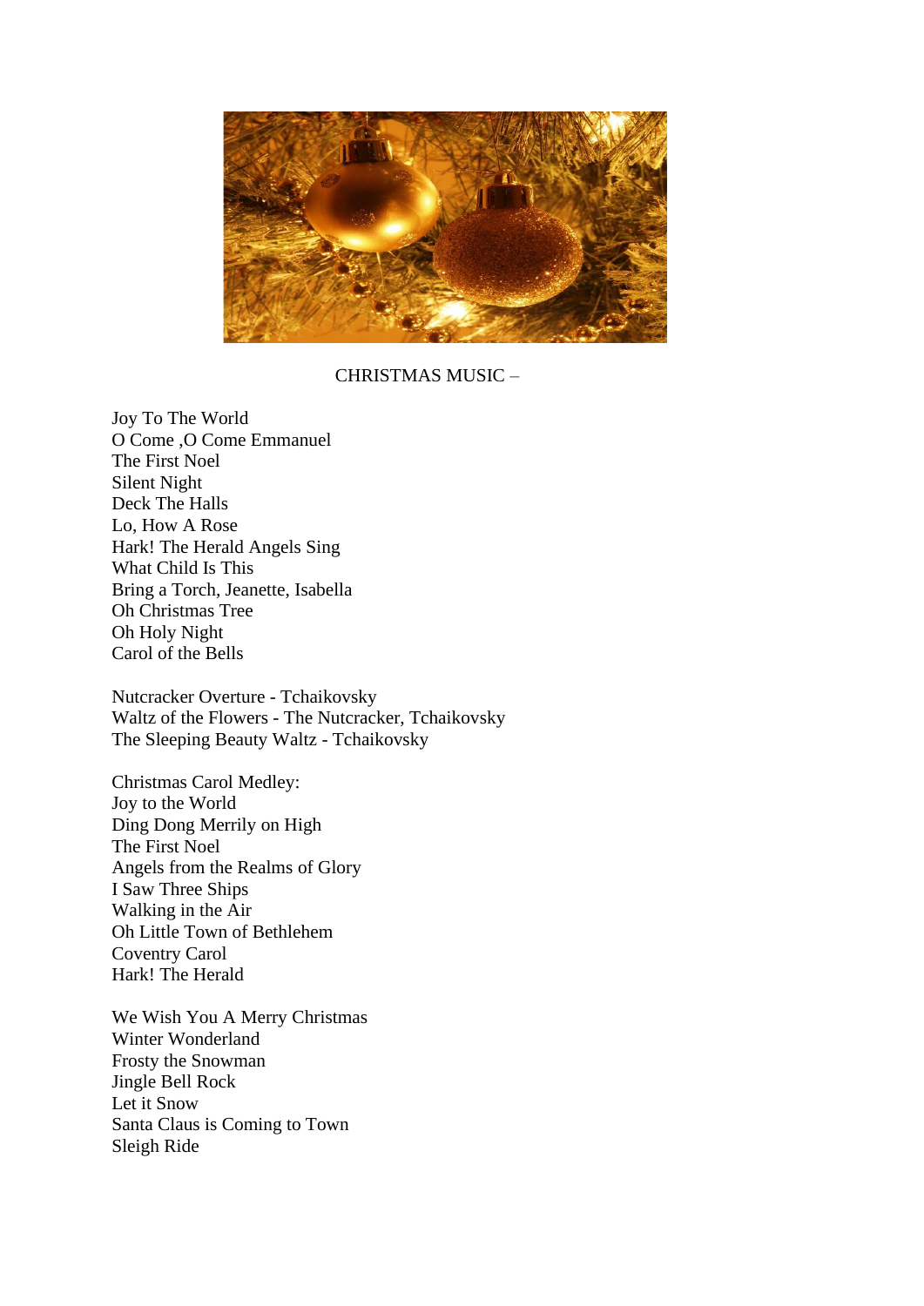CHRISTMAS MUSIC –

Joy To The World
O Come ,O Come Emmanuel
The First Noel
Silent Night
Deck The Halls
Lo, How A Rose
Hark! The Herald Angels Sing
What Child Is This
Bring a Torch, Jeanette, Isabella
Oh Christmas Tree
Oh Holy Night
Carol of the Bells

Nutcracker Overture - Tchaikovsky
Waltz of the Flowers - The Nutcracker, Tchaikovsky
The Sleeping Beauty Waltz - Tchaikovsky

Christmas Carol Medley:
Joy to the World
Ding Dong Merrily on High
The First Noel
Angels from the Realms of Glory
I Saw Three Ships
Walking in the Air
Oh Little Town of Bethlehem
Coventry Carol
Hark! The Herald

We Wish You A Merry Christmas
Winter Wonderland
Frosty the Snowman
Jingle Bell Rock
Let it Snow
Santa Claus is Coming to Town
Sleigh Ride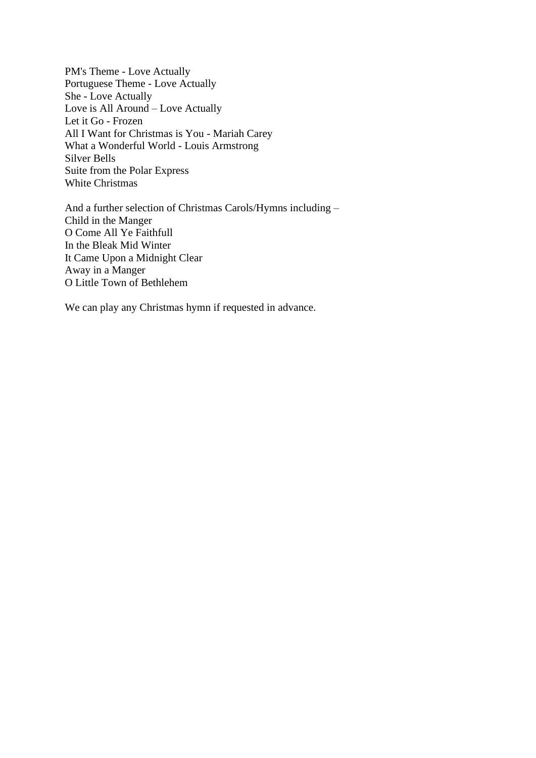PM's Theme - Love Actually
Portuguese Theme - Love Actually
She - Love Actually
Love is All Around – Love Actually
Let it Go - Frozen
All I Want for Christmas is You - Mariah Carey
What a Wonderful World - Louis Armstrong
Silver Bells
Suite from the Polar Express
White Christmas

And a further selection of Christmas Carols/Hymns including –
Child in the Manger
O Come All Ye Faithfull
In the Bleak Mid Winter
It Came Upon a Midnight Clear
Away in a Manger
O Little Town of Bethlehem

We can play any Christmas hymn if requested in advance.